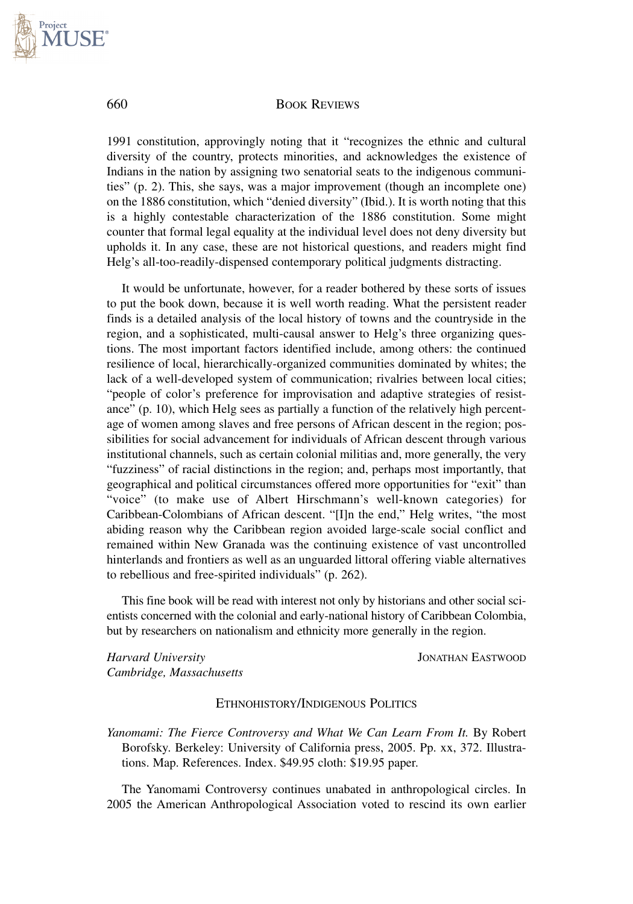1991 constitution, approvingly noting that it "recognizes the ethnic and cultural diversity of the country, protects minorities, and acknowledges the existence of Indians in the nation by assigning two senatorial seats to the indigenous communities" (p. 2). This, she says, was a major improvement (though an incomplete one) on the 1886 constitution, which "denied diversity" (Ibid.). It is worth noting that this is a highly contestable characterization of the 1886 constitution. Some might counter that formal legal equality at the individual level does not deny diversity but upholds it. In any case, these are not historical questions, and readers might find Helg's all-too-readily-dispensed contemporary political judgments distracting.

It would be unfortunate, however, for a reader bothered by these sorts of issues to put the book down, because it is well worth reading. What the persistent reader finds is a detailed analysis of the local history of towns and the countryside in the region, and a sophisticated, multi-causal answer to Helg's three organizing questions. The most important factors identified include, among others: the continued resilience of local, hierarchically-organized communities dominated by whites; the lack of a well-developed system of communication; rivalries between local cities; "people of color's preference for improvisation and adaptive strategies of resistance" (p. 10), which Helg sees as partially a function of the relatively high percentage of women among slaves and free persons of African descent in the region; possibilities for social advancement for individuals of African descent through various institutional channels, such as certain colonial militias and, more generally, the very "fuzziness" of racial distinctions in the region; and, perhaps most importantly, that geographical and political circumstances offered more opportunities for "exit" than "voice" (to make use of Albert Hirschmann's well-known categories) for Caribbean-Colombians of African descent. "[I]n the end," Helg writes, "the most abiding reason why the Caribbean region avoided large-scale social conflict and remained within New Granada was the continuing existence of vast uncontrolled hinterlands and frontiers as well as an unguarded littoral offering viable alternatives to rebellious and free-spirited individuals" (p. 262).

This fine book will be read with interest not only by historians and other social scientists concerned with the colonial and early-national history of Caribbean Colombia, but by researchers on nationalism and ethnicity more generally in the region.

*Harvard University*
*Cambridge, Massachusetts*

JONATHAN EASTWOOD

## ETHNOHISTORY/INDIGENOUS POLITICS

*Yanomami: The Fierce Controversy and What We Can Learn From It.* By Robert Borofsky. Berkeley: University of California press, 2005. Pp. xx, 372. Illustrations. Map. References. Index. $49.95 cloth: $19.95 paper.

The Yanomami Controversy continues unabated in anthropological circles. In 2005 the American Anthropological Association voted to rescind its own earlier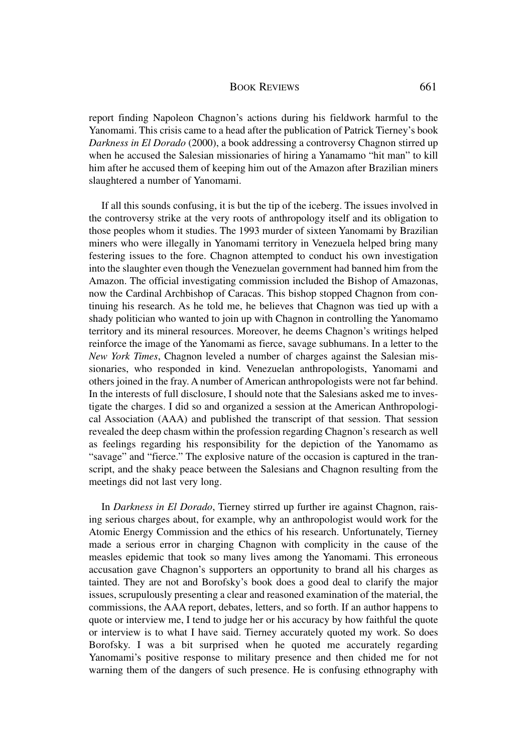report finding Napoleon Chagnon's actions during his fieldwork harmful to the Yanomami. This crisis came to a head after the publication of Patrick Tierney's book *Darkness in El Dorado* (2000), a book addressing a controversy Chagnon stirred up when he accused the Salesian missionaries of hiring a Yanamamo "hit man" to kill him after he accused them of keeping him out of the Amazon after Brazilian miners slaughtered a number of Yanomami.

If all this sounds confusing, it is but the tip of the iceberg. The issues involved in the controversy strike at the very roots of anthropology itself and its obligation to those peoples whom it studies. The 1993 murder of sixteen Yanomami by Brazilian miners who were illegally in Yanomami territory in Venezuela helped bring many festering issues to the fore. Chagnon attempted to conduct his own investigation into the slaughter even though the Venezuelan government had banned him from the Amazon. The official investigating commission included the Bishop of Amazonas, now the Cardinal Archbishop of Caracas. This bishop stopped Chagnon from continuing his research. As he told me, he believes that Chagnon was tied up with a shady politician who wanted to join up with Chagnon in controlling the Yanomamo territory and its mineral resources. Moreover, he deems Chagnon's writings helped reinforce the image of the Yanomami as fierce, savage subhumans. In a letter to the *New York Times*, Chagnon leveled a number of charges against the Salesian missionaries, who responded in kind. Venezuelan anthropologists, Yanomami and others joined in the fray. A number of American anthropologists were not far behind. In the interests of full disclosure, I should note that the Salesians asked me to investigate the charges. I did so and organized a session at the American Anthropological Association (AAA) and published the transcript of that session. That session revealed the deep chasm within the profession regarding Chagnon's research as well as feelings regarding his responsibility for the depiction of the Yanomamo as "savage" and "fierce." The explosive nature of the occasion is captured in the transcript, and the shaky peace between the Salesians and Chagnon resulting from the meetings did not last very long.

In *Darkness in El Dorado*, Tierney stirred up further ire against Chagnon, raising serious charges about, for example, why an anthropologist would work for the Atomic Energy Commission and the ethics of his research. Unfortunately, Tierney made a serious error in charging Chagnon with complicity in the cause of the measles epidemic that took so many lives among the Yanomami. This erroneous accusation gave Chagnon's supporters an opportunity to brand all his charges as tainted. They are not and Borofsky's book does a good deal to clarify the major issues, scrupulously presenting a clear and reasoned examination of the material, the commissions, the AAA report, debates, letters, and so forth. If an author happens to quote or interview me, I tend to judge her or his accuracy by how faithful the quote or interview is to what I have said. Tierney accurately quoted my work. So does Borofsky. I was a bit surprised when he quoted me accurately regarding Yanomami's positive response to military presence and then chided me for not warning them of the dangers of such presence. He is confusing ethnography with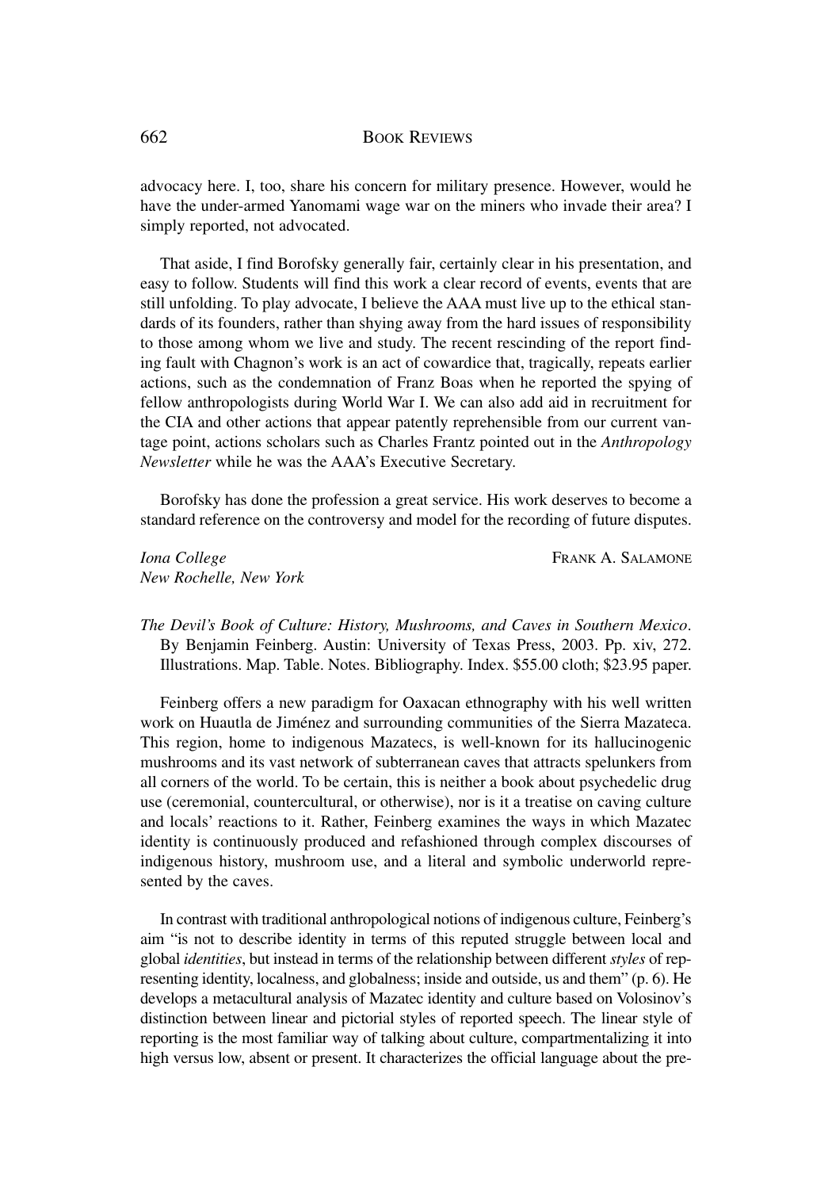advocacy here. I, too, share his concern for military presence. However, would he have the under-armed Yanomami wage war on the miners who invade their area? I simply reported, not advocated.

That aside, I find Borofsky generally fair, certainly clear in his presentation, and easy to follow. Students will find this work a clear record of events, events that are still unfolding. To play advocate, I believe the AAA must live up to the ethical standards of its founders, rather than shying away from the hard issues of responsibility to those among whom we live and study. The recent rescinding of the report finding fault with Chagnon's work is an act of cowardice that, tragically, repeats earlier actions, such as the condemnation of Franz Boas when he reported the spying of fellow anthropologists during World War I. We can also add aid in recruitment for the CIA and other actions that appear patently reprehensible from our current vantage point, actions scholars such as Charles Frantz pointed out in the *Anthropology Newsletter* while he was the AAA's Executive Secretary.

Borofsky has done the profession a great service. His work deserves to become a standard reference on the controversy and model for the recording of future disputes.

*Iona College*
*New Rochelle, New York*

FRANK A. SALAMONE

*The Devil's Book of Culture: History, Mushrooms, and Caves in Southern Mexico*. By Benjamin Feinberg. Austin: University of Texas Press, 2003. Pp. xiv, 272. Illustrations. Map. Table. Notes. Bibliography. Index. $55.00 cloth; $23.95 paper.

Feinberg offers a new paradigm for Oaxacan ethnography with his well written work on Huautla de Jiménez and surrounding communities of the Sierra Mazateca. This region, home to indigenous Mazatecs, is well-known for its hallucinogenic mushrooms and its vast network of subterranean caves that attracts spelunkers from all corners of the world. To be certain, this is neither a book about psychedelic drug use (ceremonial, countercultural, or otherwise), nor is it a treatise on caving culture and locals' reactions to it. Rather, Feinberg examines the ways in which Mazatec identity is continuously produced and refashioned through complex discourses of indigenous history, mushroom use, and a literal and symbolic underworld represented by the caves.

In contrast with traditional anthropological notions of indigenous culture, Feinberg's aim "is not to describe identity in terms of this reputed struggle between local and global *identities*, but instead in terms of the relationship between different *styles* of representing identity, localness, and globalness; inside and outside, us and them" (p. 6). He develops a metacultural analysis of Mazatec identity and culture based on Volosinov's distinction between linear and pictorial styles of reported speech. The linear style of reporting is the most familiar way of talking about culture, compartmentalizing it into high versus low, absent or present. It characterizes the official language about the pre-